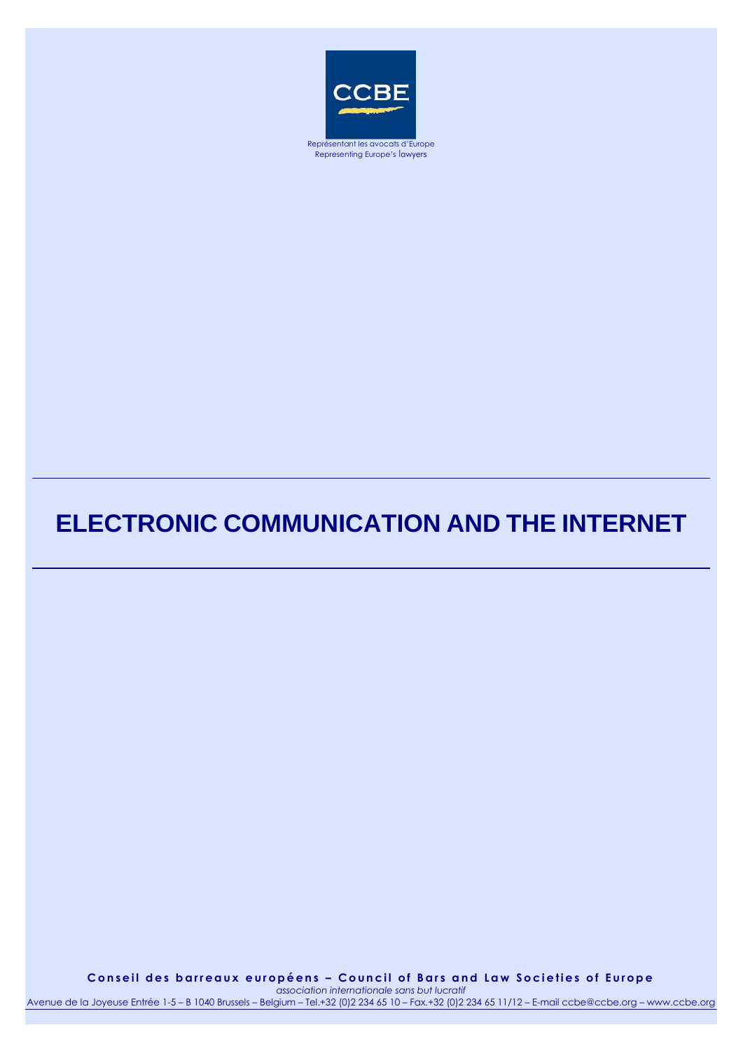CCBE

Représentant les avocats d'Europe
Representing Europe's lawyers

# ELECTRONIC COMMUNICATION AND THE INTERNET

**Conseil des barreaux européens – Council of Bars and Law Societies of Europe**
*association internationale sans but lucratif*
Avenue de la Joyeuse Entrée 1-5 – B 1040 Brussels – Belgium – Tel.+32 (0)2 234 65 10 – Fax.+32 (0)2 234 65 11/12 – E-mail ccbe@ccbe.org – www.ccbe.org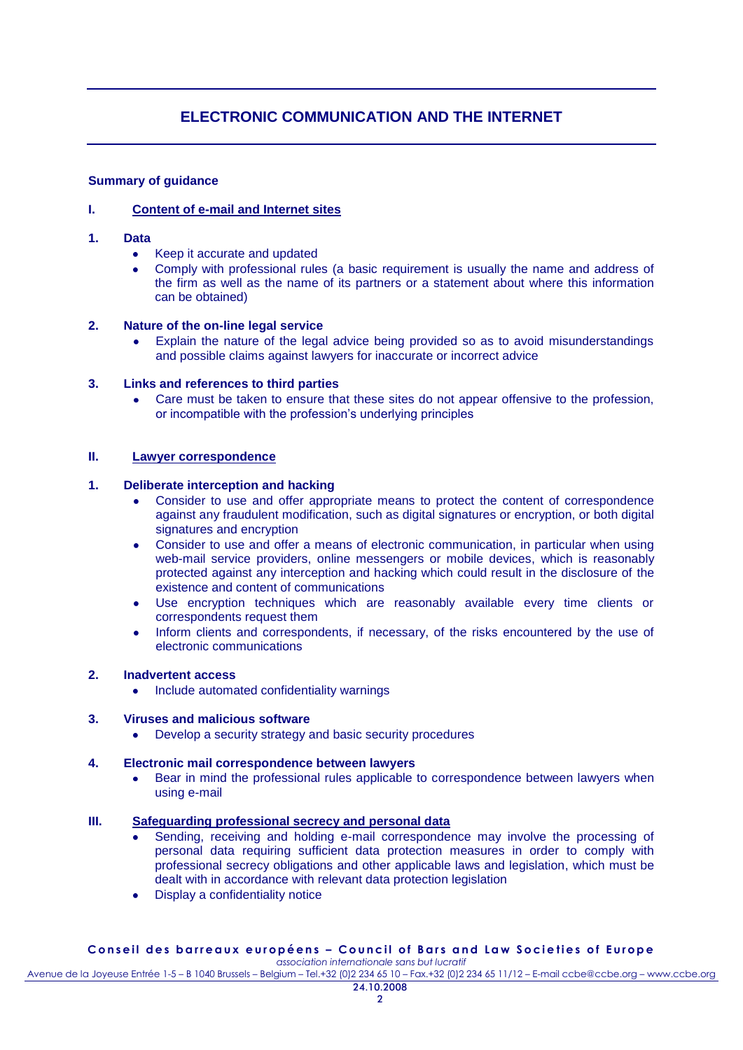# ELECTRONIC COMMUNICATION AND THE INTERNET

**Summary of guidance**

## I. Content of e-mail and Internet sites

### 1. Data

- Keep it accurate and updated
- Comply with professional rules (a basic requirement is usually the name and address of the firm as well as the name of its partners or a statement about where this information can be obtained)

### 2. Nature of the on-line legal service

- Explain the nature of the legal advice being provided so as to avoid misunderstandings and possible claims against lawyers for inaccurate or incorrect advice

### 3. Links and references to third parties

- Care must be taken to ensure that these sites do not appear offensive to the profession, or incompatible with the profession's underlying principles

## II. Lawyer correspondence

### 1. Deliberate interception and hacking

- Consider to use and offer appropriate means to protect the content of correspondence against any fraudulent modification, such as digital signatures or encryption, or both digital signatures and encryption
- Consider to use and offer a means of electronic communication, in particular when using web-mail service providers, online messengers or mobile devices, which is reasonably protected against any interception and hacking which could result in the disclosure of the existence and content of communications
- Use encryption techniques which are reasonably available every time clients or correspondents request them
- Inform clients and correspondents, if necessary, of the risks encountered by the use of electronic communications

### 2. Inadvertent access

- Include automated confidentiality warnings

### 3. Viruses and malicious software

- Develop a security strategy and basic security procedures

### 4. Electronic mail correspondence between lawyers

- Bear in mind the professional rules applicable to correspondence between lawyers when using e-mail

## III. Safeguarding professional secrecy and personal data

- Sending, receiving and holding e-mail correspondence may involve the processing of personal data requiring sufficient data protection measures in order to comply with professional secrecy obligations and other applicable laws and legislation, which must be dealt with in accordance with relevant data protection legislation
- Display a confidentiality notice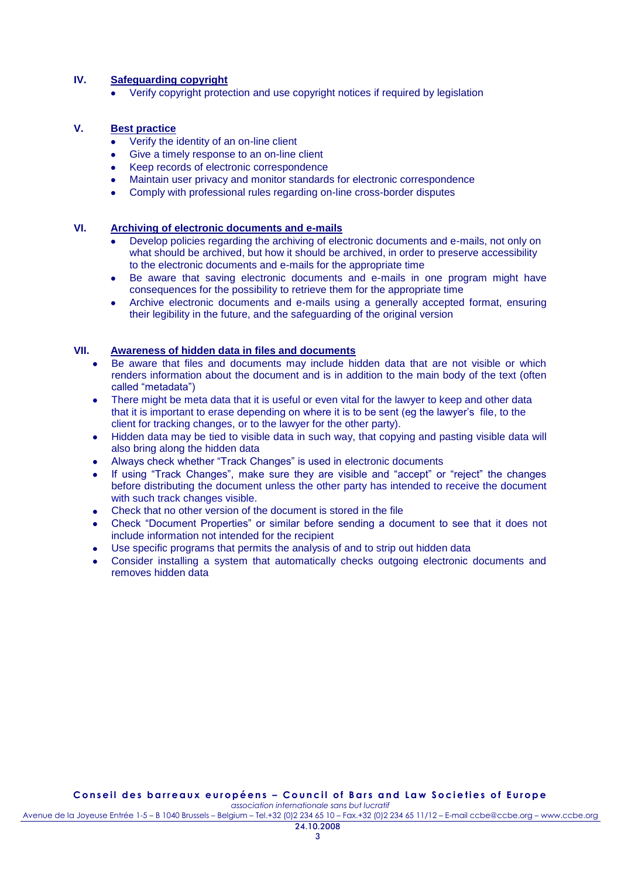## IV. Safeguarding copyright

- Verify copyright protection and use copyright notices if required by legislation

## V. Best practice

- Verify the identity of an on-line client
- Give a timely response to an on-line client
- Keep records of electronic correspondence
- Maintain user privacy and monitor standards for electronic correspondence
- Comply with professional rules regarding on-line cross-border disputes

## VI. Archiving of electronic documents and e-mails

- Develop policies regarding the archiving of electronic documents and e-mails, not only on what should be archived, but how it should be archived, in order to preserve accessibility to the electronic documents and e-mails for the appropriate time
- Be aware that saving electronic documents and e-mails in one program might have consequences for the possibility to retrieve them for the appropriate time
- Archive electronic documents and e-mails using a generally accepted format, ensuring their legibility in the future, and the safeguarding of the original version

## VII. Awareness of hidden data in files and documents

- Be aware that files and documents may include hidden data that are not visible or which renders information about the document and is in addition to the main body of the text (often called "metadata")
- There might be meta data that it is useful or even vital for the lawyer to keep and other data that it is important to erase depending on where it is to be sent (eg the lawyer's file, to the client for tracking changes, or to the lawyer for the other party).
- Hidden data may be tied to visible data in such way, that copying and pasting visible data will also bring along the hidden data
- Always check whether "Track Changes" is used in electronic documents
- If using "Track Changes", make sure they are visible and "accept" or "reject" the changes before distributing the document unless the other party has intended to receive the document with such track changes visible.
- Check that no other version of the document is stored in the file
- Check "Document Properties" or similar before sending a document to see that it does not include information not intended for the recipient
- Use specific programs that permits the analysis of and to strip out hidden data
- Consider installing a system that automatically checks outgoing electronic documents and removes hidden data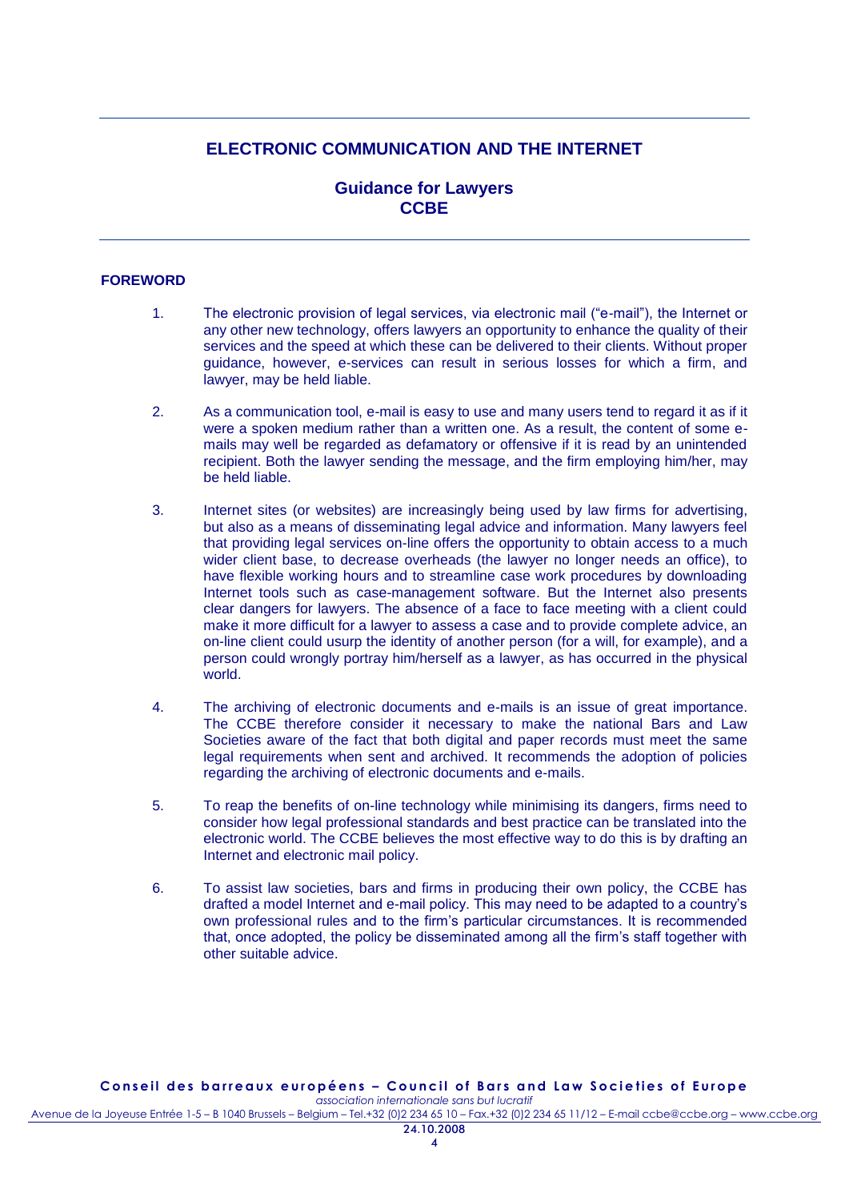# ELECTRONIC COMMUNICATION AND THE INTERNET

## Guidance for Lawyers
## CCBE

---

**FOREWORD**

1. The electronic provision of legal services, via electronic mail ("e-mail"), the Internet or any other new technology, offers lawyers an opportunity to enhance the quality of their services and the speed at which these can be delivered to their clients. Without proper guidance, however, e-services can result in serious losses for which a firm, and lawyer, may be held liable.

2. As a communication tool, e-mail is easy to use and many users tend to regard it as if it were a spoken medium rather than a written one. As a result, the content of some e-mails may well be regarded as defamatory or offensive if it is read by an unintended recipient. Both the lawyer sending the message, and the firm employing him/her, may be held liable.

3. Internet sites (or websites) are increasingly being used by law firms for advertising, but also as a means of disseminating legal advice and information. Many lawyers feel that providing legal services on-line offers the opportunity to obtain access to a much wider client base, to decrease overheads (the lawyer no longer needs an office), to have flexible working hours and to streamline case work procedures by downloading Internet tools such as case-management software. But the Internet also presents clear dangers for lawyers. The absence of a face to face meeting with a client could make it more difficult for a lawyer to assess a case and to provide complete advice, an on-line client could usurp the identity of another person (for a will, for example), and a person could wrongly portray him/herself as a lawyer, as has occurred in the physical world.

4. The archiving of electronic documents and e-mails is an issue of great importance. The CCBE therefore consider it necessary to make the national Bars and Law Societies aware of the fact that both digital and paper records must meet the same legal requirements when sent and archived. It recommends the adoption of policies regarding the archiving of electronic documents and e-mails.

5. To reap the benefits of on-line technology while minimising its dangers, firms need to consider how legal professional standards and best practice can be translated into the electronic world. The CCBE believes the most effective way to do this is by drafting an Internet and electronic mail policy.

6. To assist law societies, bars and firms in producing their own policy, the CCBE has drafted a model Internet and e-mail policy. This may need to be adapted to a country's own professional rules and to the firm's particular circumstances. It is recommended that, once adopted, the policy be disseminated among all the firm's staff together with other suitable advice.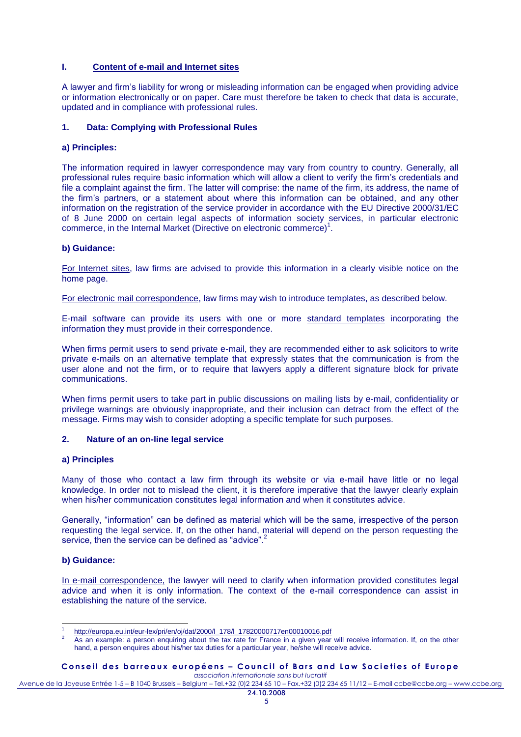## I. Content of e-mail and Internet sites

A lawyer and firm's liability for wrong or misleading information can be engaged when providing advice or information electronically or on paper. Care must therefore be taken to check that data is accurate, updated and in compliance with professional rules.

### 1. Data: Complying with Professional Rules

#### a) Principles:

The information required in lawyer correspondence may vary from country to country. Generally, all professional rules require basic information which will allow a client to verify the firm's credentials and file a complaint against the firm. The latter will comprise: the name of the firm, its address, the name of the firm's partners, or a statement about where this information can be obtained, and any other information on the registration of the service provider in accordance with the EU Directive 2000/31/EC of 8 June 2000 on certain legal aspects of information society services, in particular electronic commerce, in the Internal Market (Directive on electronic commerce)[1].

#### b) Guidance:

For Internet sites, law firms are advised to provide this information in a clearly visible notice on the home page.

For electronic mail correspondence, law firms may wish to introduce templates, as described below.

E-mail software can provide its users with one or more standard templates incorporating the information they must provide in their correspondence.

When firms permit users to send private e-mail, they are recommended either to ask solicitors to write private e-mails on an alternative template that expressly states that the communication is from the user alone and not the firm, or to require that lawyers apply a different signature block for private communications.

When firms permit users to take part in public discussions on mailing lists by e-mail, confidentiality or privilege warnings are obviously inappropriate, and their inclusion can detract from the effect of the message. Firms may wish to consider adopting a specific template for such purposes.

### 2. Nature of an on-line legal service

#### a) Principles

Many of those who contact a law firm through its website or via e-mail have little or no legal knowledge. In order not to mislead the client, it is therefore imperative that the lawyer clearly explain when his/her communication constitutes legal information and when it constitutes advice.

Generally, "information" can be defined as material which will be the same, irrespective of the person requesting the legal service. If, on the other hand, material will depend on the person requesting the service, then the service can be defined as "advice".[2]

#### b) Guidance:

In e-mail correspondence, the lawyer will need to clarify when information provided constitutes legal advice and when it is only information. The context of the e-mail correspondence can assist in establishing the nature of the service.

---

[1] http://europa.eu.int/eur-lex/pri/en/oj/dat/2000/l_178/l_17820000717en00010016.pdf

[2] As an example: a person enquiring about the tax rate for France in a given year will receive information. If, on the other hand, a person enquires about his/her tax duties for a particular year, he/she will receive advice.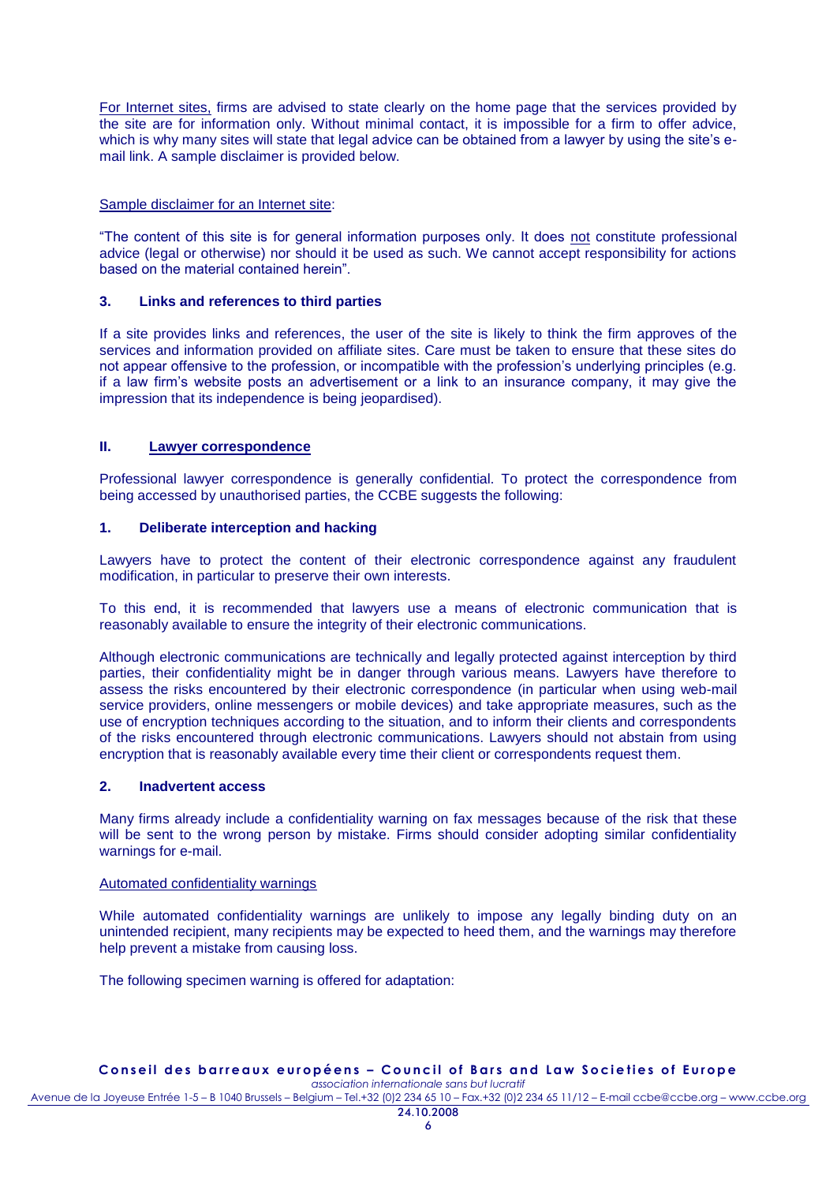For Internet sites, firms are advised to state clearly on the home page that the services provided by the site are for information only. Without minimal contact, it is impossible for a firm to offer advice, which is why many sites will state that legal advice can be obtained from a lawyer by using the site's e-mail link. A sample disclaimer is provided below.

Sample disclaimer for an Internet site:

"The content of this site is for general information purposes only. It does not constitute professional advice (legal or otherwise) nor should it be used as such. We cannot accept responsibility for actions based on the material contained herein".

### 3. Links and references to third parties

If a site provides links and references, the user of the site is likely to think the firm approves of the services and information provided on affiliate sites. Care must be taken to ensure that these sites do not appear offensive to the profession, or incompatible with the profession's underlying principles (e.g. if a law firm's website posts an advertisement or a link to an insurance company, it may give the impression that its independence is being jeopardised).

## II. Lawyer correspondence

Professional lawyer correspondence is generally confidential. To protect the correspondence from being accessed by unauthorised parties, the CCBE suggests the following:

### 1. Deliberate interception and hacking

Lawyers have to protect the content of their electronic correspondence against any fraudulent modification, in particular to preserve their own interests.

To this end, it is recommended that lawyers use a means of electronic communication that is reasonably available to ensure the integrity of their electronic communications.

Although electronic communications are technically and legally protected against interception by third parties, their confidentiality might be in danger through various means. Lawyers have therefore to assess the risks encountered by their electronic correspondence (in particular when using web-mail service providers, online messengers or mobile devices) and take appropriate measures, such as the use of encryption techniques according to the situation, and to inform their clients and correspondents of the risks encountered through electronic communications. Lawyers should not abstain from using encryption that is reasonably available every time their client or correspondents request them.

### 2. Inadvertent access

Many firms already include a confidentiality warning on fax messages because of the risk that these will be sent to the wrong person by mistake. Firms should consider adopting similar confidentiality warnings for e-mail.

Automated confidentiality warnings

While automated confidentiality warnings are unlikely to impose any legally binding duty on an unintended recipient, many recipients may be expected to heed them, and the warnings may therefore help prevent a mistake from causing loss.

The following specimen warning is offered for adaptation: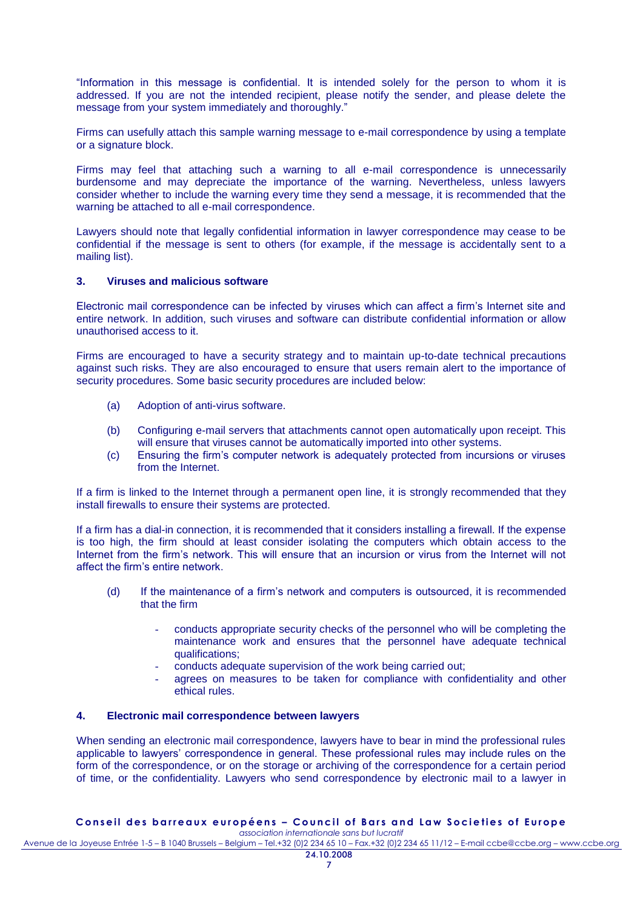"Information in this message is confidential. It is intended solely for the person to whom it is addressed. If you are not the intended recipient, please notify the sender, and please delete the message from your system immediately and thoroughly."

Firms can usefully attach this sample warning message to e-mail correspondence by using a template or a signature block.

Firms may feel that attaching such a warning to all e-mail correspondence is unnecessarily burdensome and may depreciate the importance of the warning. Nevertheless, unless lawyers consider whether to include the warning every time they send a message, it is recommended that the warning be attached to all e-mail correspondence.

Lawyers should note that legally confidential information in lawyer correspondence may cease to be confidential if the message is sent to others (for example, if the message is accidentally sent to a mailing list).

### 3. Viruses and malicious software

Electronic mail correspondence can be infected by viruses which can affect a firm's Internet site and entire network. In addition, such viruses and software can distribute confidential information or allow unauthorised access to it.

Firms are encouraged to have a security strategy and to maintain up-to-date technical precautions against such risks. They are also encouraged to ensure that users remain alert to the importance of security procedures. Some basic security procedures are included below:

(a) Adoption of anti-virus software.

(b) Configuring e-mail servers that attachments cannot open automatically upon receipt. This will ensure that viruses cannot be automatically imported into other systems.

(c) Ensuring the firm's computer network is adequately protected from incursions or viruses from the Internet.

If a firm is linked to the Internet through a permanent open line, it is strongly recommended that they install firewalls to ensure their systems are protected.

If a firm has a dial-in connection, it is recommended that it considers installing a firewall. If the expense is too high, the firm should at least consider isolating the computers which obtain access to the Internet from the firm's network. This will ensure that an incursion or virus from the Internet will not affect the firm's entire network.

(d) If the maintenance of a firm's network and computers is outsourced, it is recommended that the firm

- conducts appropriate security checks of the personnel who will be completing the maintenance work and ensures that the personnel have adequate technical qualifications;
- conducts adequate supervision of the work being carried out;
- agrees on measures to be taken for compliance with confidentiality and other ethical rules.

### 4. Electronic mail correspondence between lawyers

When sending an electronic mail correspondence, lawyers have to bear in mind the professional rules applicable to lawyers' correspondence in general. These professional rules may include rules on the form of the correspondence, or on the storage or archiving of the correspondence for a certain period of time, or the confidentiality. Lawyers who send correspondence by electronic mail to a lawyer in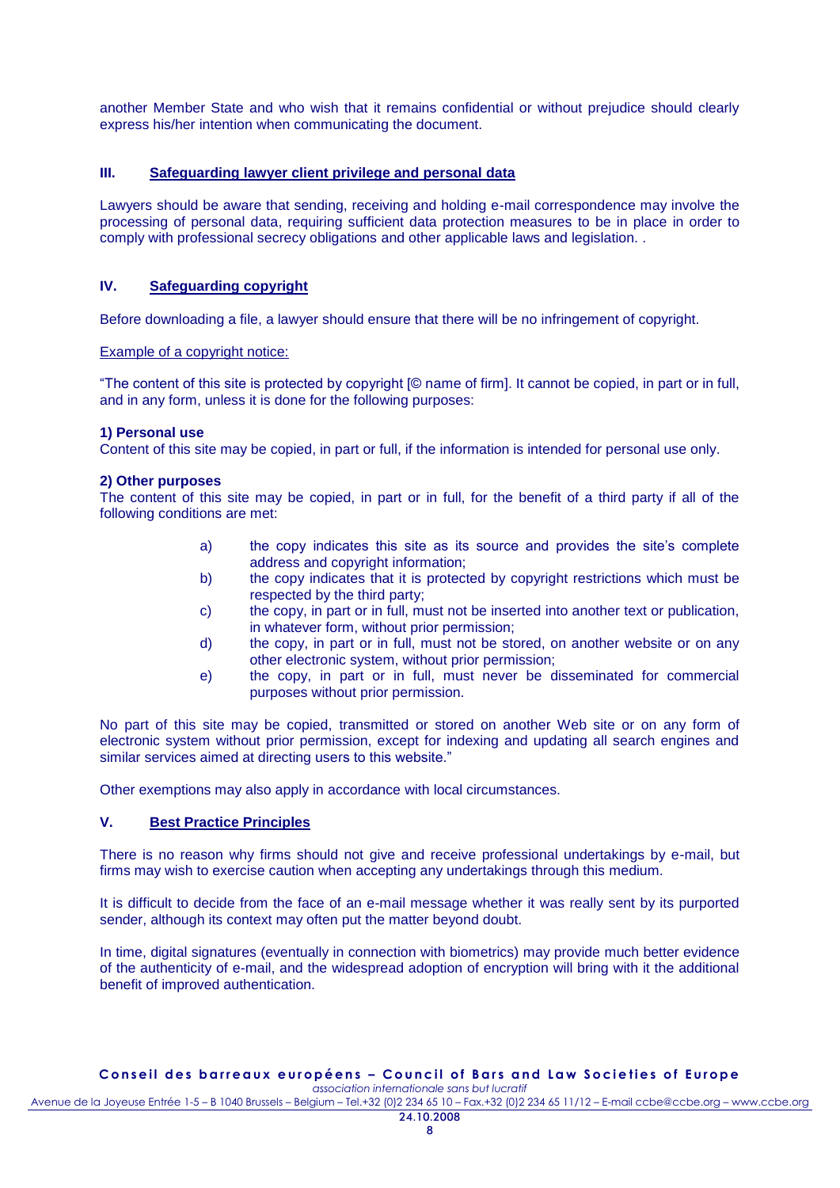another Member State and who wish that it remains confidential or without prejudice should clearly express his/her intention when communicating the document.

## III. Safeguarding lawyer client privilege and personal data

Lawyers should be aware that sending, receiving and holding e-mail correspondence may involve the processing of personal data, requiring sufficient data protection measures to be in place in order to comply with professional secrecy obligations and other applicable laws and legislation. .

## IV. Safeguarding copyright

Before downloading a file, a lawyer should ensure that there will be no infringement of copyright.

Example of a copyright notice:

"The content of this site is protected by copyright [© name of firm]. It cannot be copied, in part or in full, and in any form, unless it is done for the following purposes:

**1) Personal use**
Content of this site may be copied, in part or full, if the information is intended for personal use only.

**2) Other purposes**
The content of this site may be copied, in part or in full, for the benefit of a third party if all of the following conditions are met:

a) the copy indicates this site as its source and provides the site's complete address and copyright information;
b) the copy indicates that it is protected by copyright restrictions which must be respected by the third party;
c) the copy, in part or in full, must not be inserted into another text or publication, in whatever form, without prior permission;
d) the copy, in part or in full, must not be stored, on another website or on any other electronic system, without prior permission;
e) the copy, in part or in full, must never be disseminated for commercial purposes without prior permission.

No part of this site may be copied, transmitted or stored on another Web site or on any form of electronic system without prior permission, except for indexing and updating all search engines and similar services aimed at directing users to this website."

Other exemptions may also apply in accordance with local circumstances.

## V. Best Practice Principles

There is no reason why firms should not give and receive professional undertakings by e-mail, but firms may wish to exercise caution when accepting any undertakings through this medium.

It is difficult to decide from the face of an e-mail message whether it was really sent by its purported sender, although its context may often put the matter beyond doubt.

In time, digital signatures (eventually in connection with biometrics) may provide much better evidence of the authenticity of e-mail, and the widespread adoption of encryption will bring with it the additional benefit of improved authentication.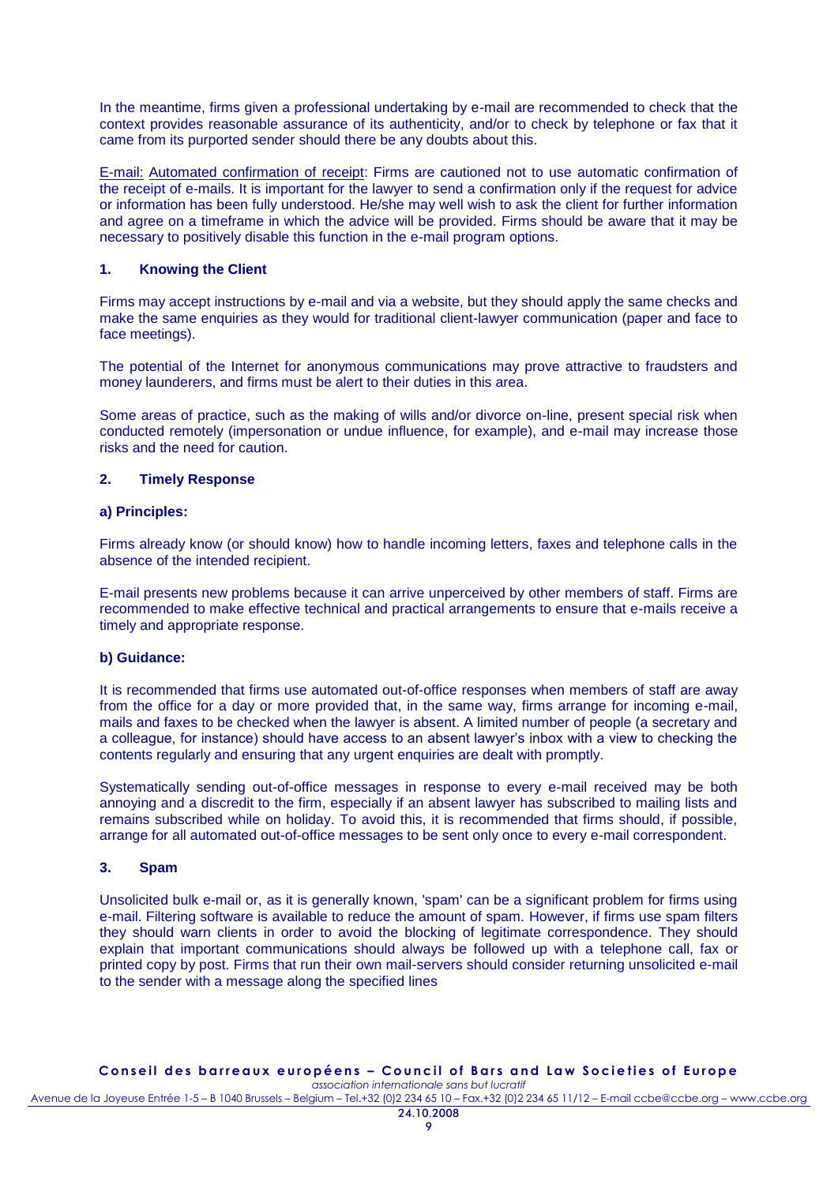In the meantime, firms given a professional undertaking by e-mail are recommended to check that the context provides reasonable assurance of its authenticity, and/or to check by telephone or fax that it came from its purported sender should there be any doubts about this.

E-mail: Automated confirmation of receipt: Firms are cautioned not to use automatic confirmation of the receipt of e-mails. It is important for the lawyer to send a confirmation only if the request for advice or information has been fully understood. He/she may well wish to ask the client for further information and agree on a timeframe in which the advice will be provided. Firms should be aware that it may be necessary to positively disable this function in the e-mail program options.

### 1. Knowing the Client

Firms may accept instructions by e-mail and via a website, but they should apply the same checks and make the same enquiries as they would for traditional client-lawyer communication (paper and face to face meetings).

The potential of the Internet for anonymous communications may prove attractive to fraudsters and money launderers, and firms must be alert to their duties in this area.

Some areas of practice, such as the making of wills and/or divorce on-line, present special risk when conducted remotely (impersonation or undue influence, for example), and e-mail may increase those risks and the need for caution.

### 2. Timely Response

#### a) Principles:

Firms already know (or should know) how to handle incoming letters, faxes and telephone calls in the absence of the intended recipient.

E-mail presents new problems because it can arrive unperceived by other members of staff. Firms are recommended to make effective technical and practical arrangements to ensure that e-mails receive a timely and appropriate response.

#### b) Guidance:

It is recommended that firms use automated out-of-office responses when members of staff are away from the office for a day or more provided that, in the same way, firms arrange for incoming e-mail, mails and faxes to be checked when the lawyer is absent. A limited number of people (a secretary and a colleague, for instance) should have access to an absent lawyer's inbox with a view to checking the contents regularly and ensuring that any urgent enquiries are dealt with promptly.

Systematically sending out-of-office messages in response to every e-mail received may be both annoying and a discredit to the firm, especially if an absent lawyer has subscribed to mailing lists and remains subscribed while on holiday. To avoid this, it is recommended that firms should, if possible, arrange for all automated out-of-office messages to be sent only once to every e-mail correspondent.

### 3. Spam

Unsolicited bulk e-mail or, as it is generally known, 'spam' can be a significant problem for firms using e-mail. Filtering software is available to reduce the amount of spam. However, if firms use spam filters they should warn clients in order to avoid the blocking of legitimate correspondence. They should explain that important communications should always be followed up with a telephone call, fax or printed copy by post. Firms that run their own mail-servers should consider returning unsolicited e-mail to the sender with a message along the specified lines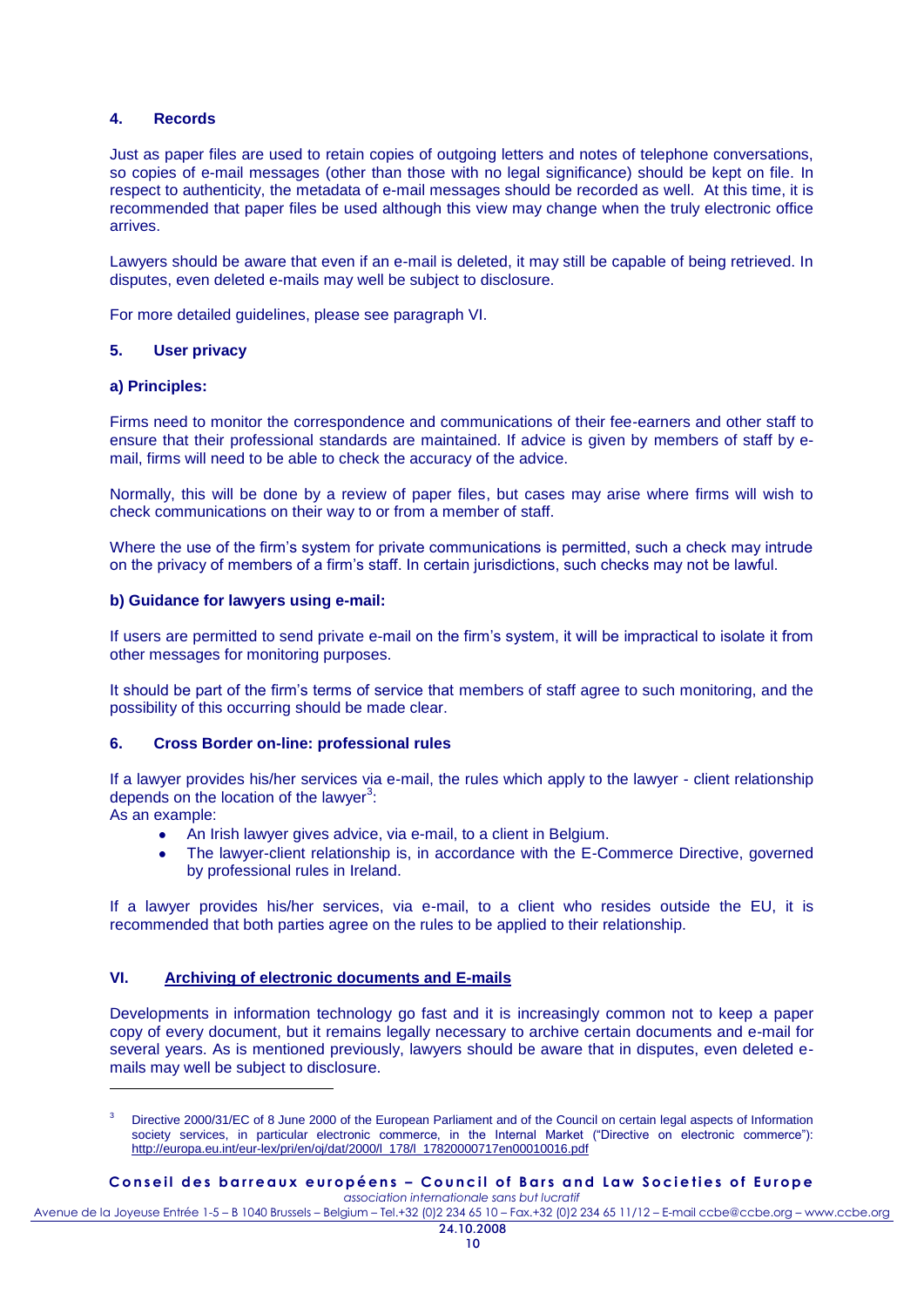### 4. Records

Just as paper files are used to retain copies of outgoing letters and notes of telephone conversations, so copies of e-mail messages (other than those with no legal significance) should be kept on file. In respect to authenticity, the metadata of e-mail messages should be recorded as well. At this time, it is recommended that paper files be used although this view may change when the truly electronic office arrives.

Lawyers should be aware that even if an e-mail is deleted, it may still be capable of being retrieved. In disputes, even deleted e-mails may well be subject to disclosure.

For more detailed guidelines, please see paragraph VI.

### 5. User privacy

**a) Principles:**

Firms need to monitor the correspondence and communications of their fee-earners and other staff to ensure that their professional standards are maintained. If advice is given by members of staff by e-mail, firms will need to be able to check the accuracy of the advice.

Normally, this will be done by a review of paper files, but cases may arise where firms will wish to check communications on their way to or from a member of staff.

Where the use of the firm's system for private communications is permitted, such a check may intrude on the privacy of members of a firm's staff. In certain jurisdictions, such checks may not be lawful.

**b) Guidance for lawyers using e-mail:**

If users are permitted to send private e-mail on the firm's system, it will be impractical to isolate it from other messages for monitoring purposes.

It should be part of the firm's terms of service that members of staff agree to such monitoring, and the possibility of this occurring should be made clear.

### 6. Cross Border on-line: professional rules

If a lawyer provides his/her services via e-mail, the rules which apply to the lawyer - client relationship depends on the location of the lawyer[3]:
As an example:

- An Irish lawyer gives advice, via e-mail, to a client in Belgium.
- The lawyer-client relationship is, in accordance with the E-Commerce Directive, governed by professional rules in Ireland.

If a lawyer provides his/her services, via e-mail, to a client who resides outside the EU, it is recommended that both parties agree on the rules to be applied to their relationship.

## VI. Archiving of electronic documents and E-mails

Developments in information technology go fast and it is increasingly common not to keep a paper copy of every document, but it remains legally necessary to archive certain documents and e-mail for several years. As is mentioned previously, lawyers should be aware that in disputes, even deleted e-mails may well be subject to disclosure.

---

[3] Directive 2000/31/EC of 8 June 2000 of the European Parliament and of the Council on certain legal aspects of Information society services, in particular electronic commerce, in the Internal Market ("Directive on electronic commerce"): http://europa.eu.int/eur-lex/pri/en/oj/dat/2000/l_178/l_17820000717en00010016.pdf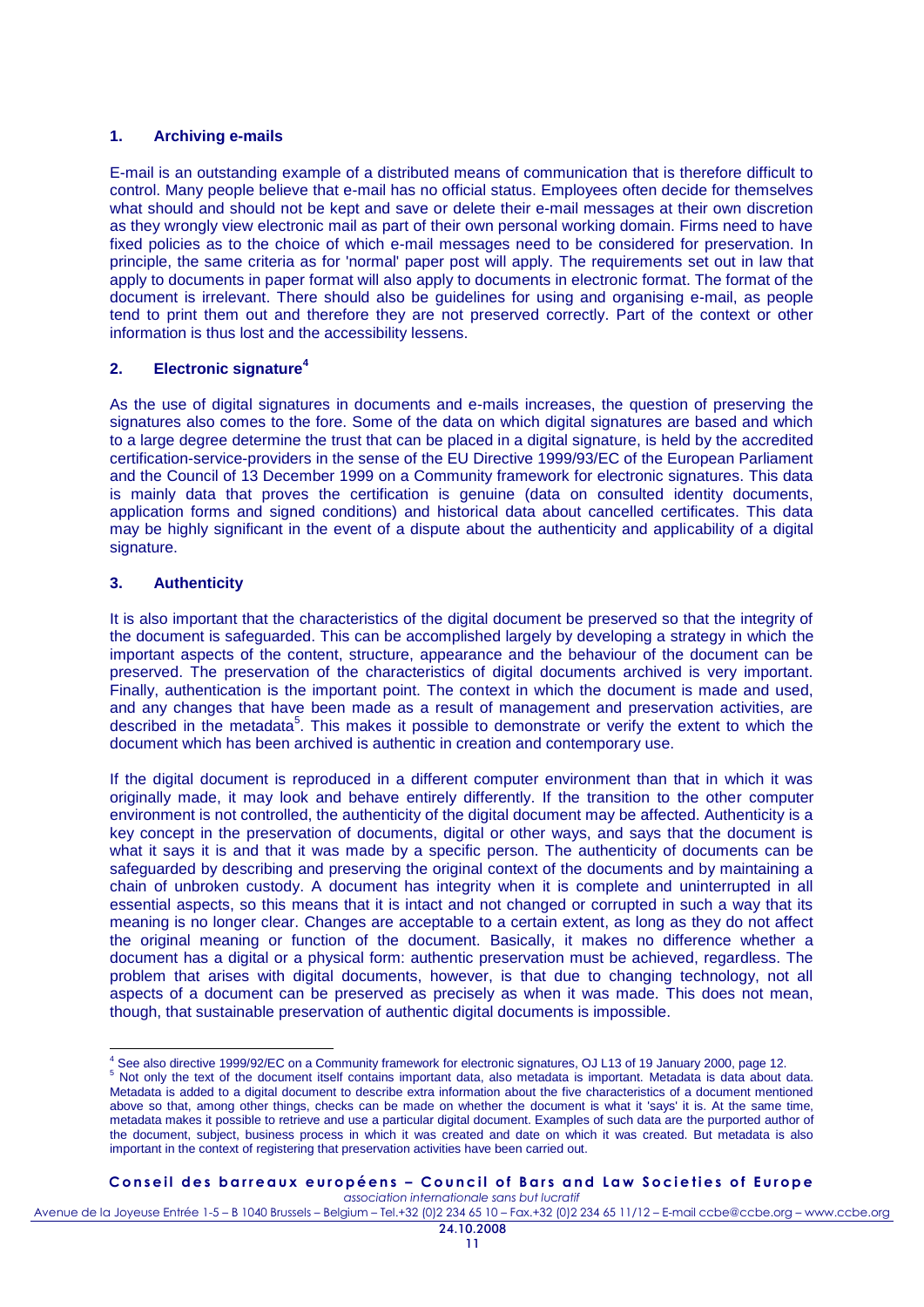## 1. Archiving e-mails

E-mail is an outstanding example of a distributed means of communication that is therefore difficult to control. Many people believe that e-mail has no official status. Employees often decide for themselves what should and should not be kept and save or delete their e-mail messages at their own discretion as they wrongly view electronic mail as part of their own personal working domain. Firms need to have fixed policies as to the choice of which e-mail messages need to be considered for preservation. In principle, the same criteria as for 'normal' paper post will apply. The requirements set out in law that apply to documents in paper format will also apply to documents in electronic format. The format of the document is irrelevant. There should also be guidelines for using and organising e-mail, as people tend to print them out and therefore they are not preserved correctly. Part of the context or other information is thus lost and the accessibility lessens.

## 2. Electronic signature[4]

As the use of digital signatures in documents and e-mails increases, the question of preserving the signatures also comes to the fore. Some of the data on which digital signatures are based and which to a large degree determine the trust that can be placed in a digital signature, is held by the accredited certification-service-providers in the sense of the EU Directive 1999/93/EC of the European Parliament and the Council of 13 December 1999 on a Community framework for electronic signatures. This data is mainly data that proves the certification is genuine (data on consulted identity documents, application forms and signed conditions) and historical data about cancelled certificates. This data may be highly significant in the event of a dispute about the authenticity and applicability of a digital signature.

## 3. Authenticity

It is also important that the characteristics of the digital document be preserved so that the integrity of the document is safeguarded. This can be accomplished largely by developing a strategy in which the important aspects of the content, structure, appearance and the behaviour of the document can be preserved. The preservation of the characteristics of digital documents archived is very important. Finally, authentication is the important point. The context in which the document is made and used, and any changes that have been made as a result of management and preservation activities, are described in the metadata[5]. This makes it possible to demonstrate or verify the extent to which the document which has been archived is authentic in creation and contemporary use.

If the digital document is reproduced in a different computer environment than that in which it was originally made, it may look and behave entirely differently. If the transition to the other computer environment is not controlled, the authenticity of the digital document may be affected. Authenticity is a key concept in the preservation of documents, digital or other ways, and says that the document is what it says it is and that it was made by a specific person. The authenticity of documents can be safeguarded by describing and preserving the original context of the documents and by maintaining a chain of unbroken custody. A document has integrity when it is complete and uninterrupted in all essential aspects, so this means that it is intact and not changed or corrupted in such a way that its meaning is no longer clear. Changes are acceptable to a certain extent, as long as they do not affect the original meaning or function of the document. Basically, it makes no difference whether a document has a digital or a physical form: authentic preservation must be achieved, regardless. The problem that arises with digital documents, however, is that due to changing technology, not all aspects of a document can be preserved as precisely as when it was made. This does not mean, though, that sustainable preservation of authentic digital documents is impossible.

---

[4] See also directive 1999/92/EC on a Community framework for electronic signatures, OJ L13 of 19 January 2000, page 12.

[5] Not only the text of the document itself contains important data, also metadata is important. Metadata is data about data. Metadata is added to a digital document to describe extra information about the five characteristics of a document mentioned above so that, among other things, checks can be made on whether the document is what it 'says' it is. At the same time, metadata makes it possible to retrieve and use a particular digital document. Examples of such data are the purported author of the document, subject, business process in which it was created and date on which it was created. But metadata is also important in the context of registering that preservation activities have been carried out.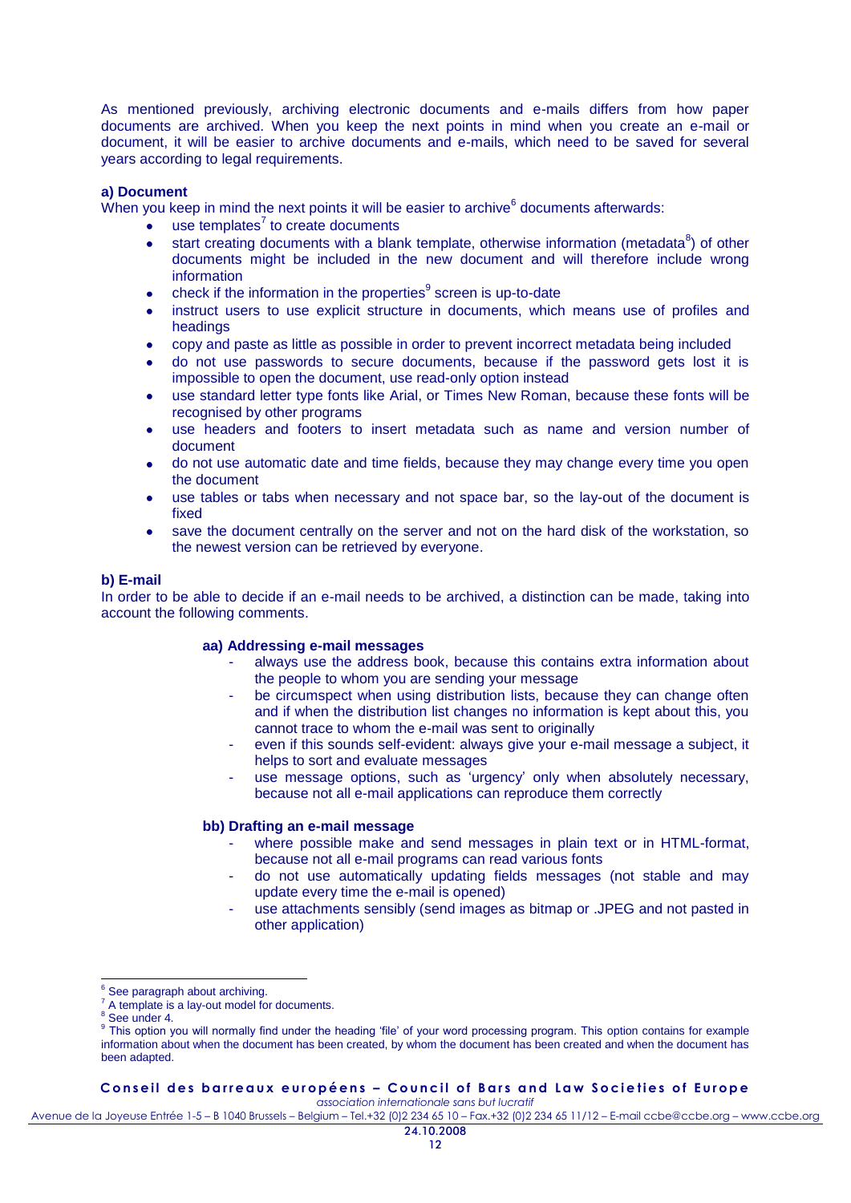As mentioned previously, archiving electronic documents and e-mails differs from how paper documents are archived. When you keep the next points in mind when you create an e-mail or document, it will be easier to archive documents and e-mails, which need to be saved for several years according to legal requirements.

**a) Document**

When you keep in mind the next points it will be easier to archive[6] documents afterwards:

- use templates[7] to create documents
- start creating documents with a blank template, otherwise information (metadata[8]) of other documents might be included in the new document and will therefore include wrong information
- check if the information in the properties[9] screen is up-to-date
- instruct users to use explicit structure in documents, which means use of profiles and headings
- copy and paste as little as possible in order to prevent incorrect metadata being included
- do not use passwords to secure documents, because if the password gets lost it is impossible to open the document, use read-only option instead
- use standard letter type fonts like Arial, or Times New Roman, because these fonts will be recognised by other programs
- use headers and footers to insert metadata such as name and version number of document
- do not use automatic date and time fields, because they may change every time you open the document
- use tables or tabs when necessary and not space bar, so the lay-out of the document is fixed
- save the document centrally on the server and not on the hard disk of the workstation, so the newest version can be retrieved by everyone.

**b) E-mail**

In order to be able to decide if an e-mail needs to be archived, a distinction can be made, taking into account the following comments.

**aa) Addressing e-mail messages**

- always use the address book, because this contains extra information about the people to whom you are sending your message
- be circumspect when using distribution lists, because they can change often and if when the distribution list changes no information is kept about this, you cannot trace to whom the e-mail was sent to originally
- even if this sounds self-evident: always give your e-mail message a subject, it helps to sort and evaluate messages
- use message options, such as 'urgency' only when absolutely necessary, because not all e-mail applications can reproduce them correctly

**bb) Drafting an e-mail message**

- where possible make and send messages in plain text or in HTML-format, because not all e-mail programs can read various fonts
- do not use automatically updating fields messages (not stable and may update every time the e-mail is opened)
- use attachments sensibly (send images as bitmap or .JPEG and not pasted in other application)

---

[6] See paragraph about archiving.

[7] A template is a lay-out model for documents.

[8] See under 4.

[9] This option you will normally find under the heading 'file' of your word processing program. This option contains for example information about when the document has been created, by whom the document has been created and when the document has been adapted.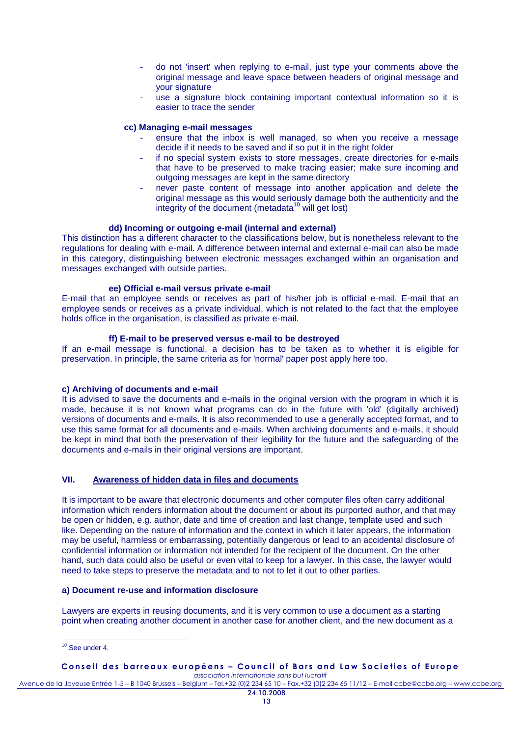- do not 'insert' when replying to e-mail, just type your comments above the original message and leave space between headers of original message and your signature
- use a signature block containing important contextual information so it is easier to trace the sender

**cc) Managing e-mail messages**

- ensure that the inbox is well managed, so when you receive a message decide if it needs to be saved and if so put it in the right folder
- if no special system exists to store messages, create directories for e-mails that have to be preserved to make tracing easier; make sure incoming and outgoing messages are kept in the same directory
- never paste content of message into another application and delete the original message as this would seriously damage both the authenticity and the integrity of the document (metadata[10] will get lost)

**dd) Incoming or outgoing e-mail (internal and external)**

This distinction has a different character to the classifications below, but is nonetheless relevant to the regulations for dealing with e-mail. A difference between internal and external e-mail can also be made in this category, distinguishing between electronic messages exchanged within an organisation and messages exchanged with outside parties.

**ee) Official e-mail versus private e-mail**

E-mail that an employee sends or receives as part of his/her job is official e-mail. E-mail that an employee sends or receives as a private individual, which is not related to the fact that the employee holds office in the organisation, is classified as private e-mail.

**ff) E-mail to be preserved versus e-mail to be destroyed**

If an e-mail message is functional, a decision has to be taken as to whether it is eligible for preservation. In principle, the same criteria as for 'normal' paper post apply here too.

**c) Archiving of documents and e-mail**

It is advised to save the documents and e-mails in the original version with the program in which it is made, because it is not known what programs can do in the future with 'old' (digitally archived) versions of documents and e-mails. It is also recommended to use a generally accepted format, and to use this same format for all documents and e-mails. When archiving documents and e-mails, it should be kept in mind that both the preservation of their legibility for the future and the safeguarding of the documents and e-mails in their original versions are important.

## VII. Awareness of hidden data in files and documents

It is important to be aware that electronic documents and other computer files often carry additional information which renders information about the document or about its purported author, and that may be open or hidden, e.g. author, date and time of creation and last change, template used and such like. Depending on the nature of information and the context in which it later appears, the information may be useful, harmless or embarrassing, potentially dangerous or lead to an accidental disclosure of confidential information or information not intended for the recipient of the document. On the other hand, such data could also be useful or even vital to keep for a lawyer. In this case, the lawyer would need to take steps to preserve the metadata and to not to let it out to other parties.

**a) Document re-use and information disclosure**

Lawyers are experts in reusing documents, and it is very common to use a document as a starting point when creating another document in another case for another client, and the new document as a

[10] See under 4.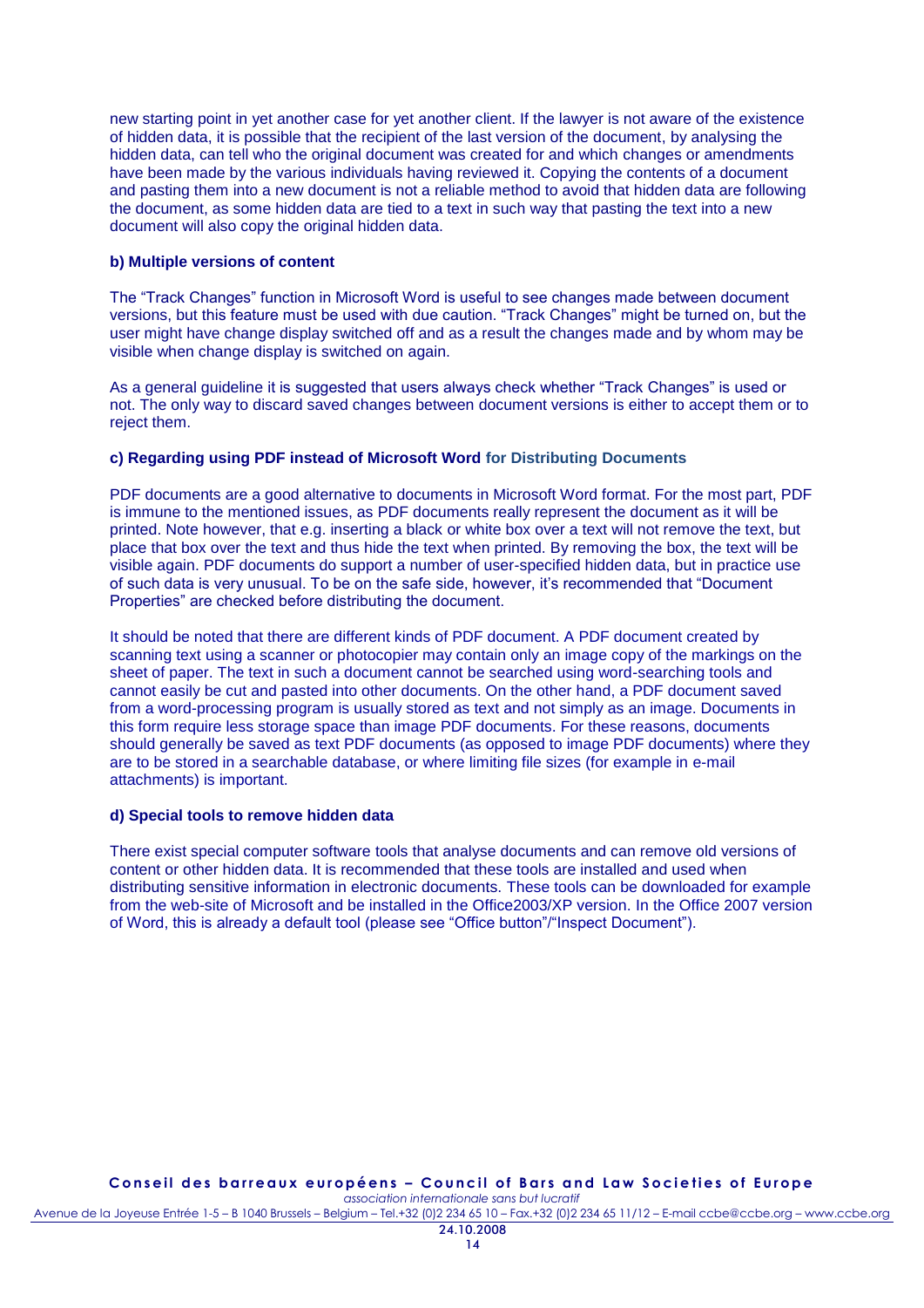new starting point in yet another case for yet another client. If the lawyer is not aware of the existence of hidden data, it is possible that the recipient of the last version of the document, by analysing the hidden data, can tell who the original document was created for and which changes or amendments have been made by the various individuals having reviewed it. Copying the contents of a document and pasting them into a new document is not a reliable method to avoid that hidden data are following the document, as some hidden data are tied to a text in such way that pasting the text into a new document will also copy the original hidden data.

**b) Multiple versions of content**

The "Track Changes" function in Microsoft Word is useful to see changes made between document versions, but this feature must be used with due caution. "Track Changes" might be turned on, but the user might have change display switched off and as a result the changes made and by whom may be visible when change display is switched on again.

As a general guideline it is suggested that users always check whether "Track Changes" is used or not. The only way to discard saved changes between document versions is either to accept them or to reject them.

**c) Regarding using PDF instead of Microsoft Word for Distributing Documents**

PDF documents are a good alternative to documents in Microsoft Word format. For the most part, PDF is immune to the mentioned issues, as PDF documents really represent the document as it will be printed. Note however, that e.g. inserting a black or white box over a text will not remove the text, but place that box over the text and thus hide the text when printed. By removing the box, the text will be visible again. PDF documents do support a number of user-specified hidden data, but in practice use of such data is very unusual. To be on the safe side, however, it's recommended that "Document Properties" are checked before distributing the document.

It should be noted that there are different kinds of PDF document. A PDF document created by scanning text using a scanner or photocopier may contain only an image copy of the markings on the sheet of paper. The text in such a document cannot be searched using word-searching tools and cannot easily be cut and pasted into other documents. On the other hand, a PDF document saved from a word-processing program is usually stored as text and not simply as an image. Documents in this form require less storage space than image PDF documents. For these reasons, documents should generally be saved as text PDF documents (as opposed to image PDF documents) where they are to be stored in a searchable database, or where limiting file sizes (for example in e-mail attachments) is important.

**d) Special tools to remove hidden data**

There exist special computer software tools that analyse documents and can remove old versions of content or other hidden data. It is recommended that these tools are installed and used when distributing sensitive information in electronic documents. These tools can be downloaded for example from the web-site of Microsoft and be installed in the Office2003/XP version. In the Office 2007 version of Word, this is already a default tool (please see "Office button"/"Inspect Document").